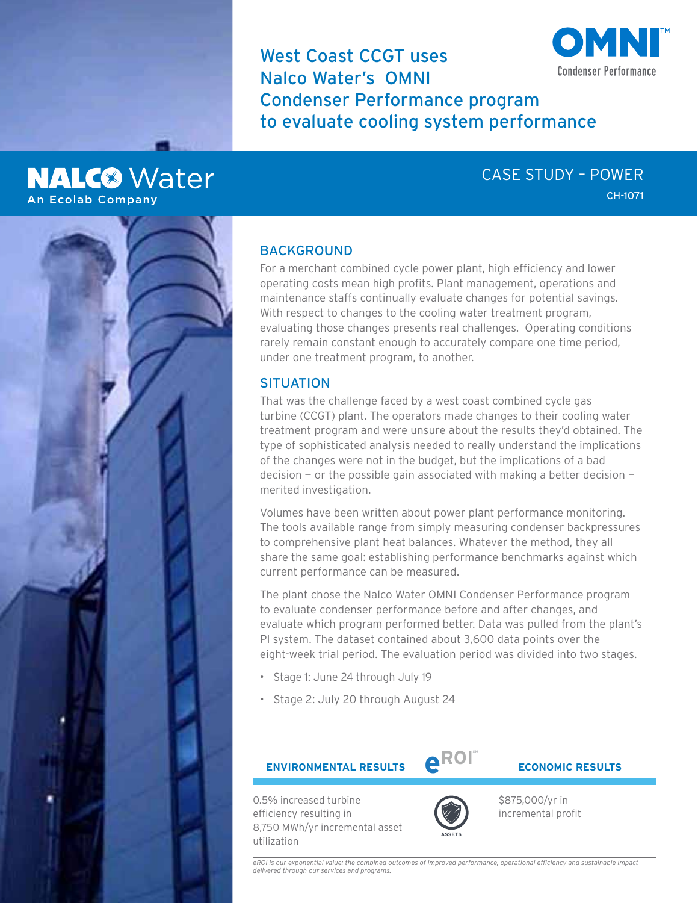# West Coast CCGT uses Nalco Water's OMNI Condenser Performance program to evaluate cooling system performance

OMNI™ Condenser Performance

NALCO Water
An Ecolab Company

CASE STUDY – POWER

CH-1071

## BACKGROUND

For a merchant combined cycle power plant, high efficiency and lower operating costs mean high profits. Plant management, operations and maintenance staffs continually evaluate changes for potential savings. With respect to changes to the cooling water treatment program, evaluating those changes presents real challenges. Operating conditions rarely remain constant enough to accurately compare one time period, under one treatment program, to another.

## SITUATION

That was the challenge faced by a west coast combined cycle gas turbine (CCGT) plant. The operators made changes to their cooling water treatment program and were unsure about the results they'd obtained. The type of sophisticated analysis needed to really understand the implications of the changes were not in the budget, but the implications of a bad decision — or the possible gain associated with making a better decision — merited investigation.

Volumes have been written about power plant performance monitoring. The tools available range from simply measuring condenser backpressures to comprehensive plant heat balances. Whatever the method, they all share the same goal: establishing performance benchmarks against which current performance can be measured.

The plant chose the Nalco Water OMNI Condenser Performance program to evaluate condenser performance before and after changes, and evaluate which program performed better. Data was pulled from the plant's PI system. The dataset contained about 3,600 data points over the eight-week trial period. The evaluation period was divided into two stages.

- Stage 1: June 24 through July 19
- Stage 2: July 20 through August 24

| ENVIRONMENTAL RESULTS | eROI℠ | ECONOMIC RESULTS |
|---|---|---|
| 0.5% increased turbine efficiency resulting in 8,750 MWh/yr incremental asset utilization | ASSETS | $875,000/yr in incremental profit |

*eROI is our exponential value: the combined outcomes of improved performance, operational efficiency and sustainable impact delivered through our services and programs.*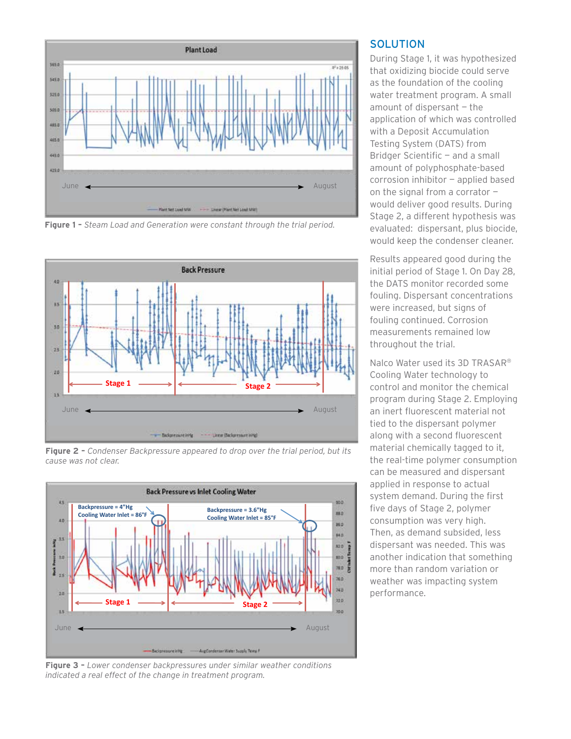**Figure 1 –** *Steam Load and Generation were constant through the trial period.*

**Figure 2 –** *Condenser Backpressure appeared to drop over the trial period, but its cause was not clear.*

**Figure 3 –** *Lower condenser backpressures under similar weather conditions indicated a real effect of the change in treatment program.*

## SOLUTION

During Stage 1, it was hypothesized that oxidizing biocide could serve as the foundation of the cooling water treatment program. A small amount of dispersant – the application of which was controlled with a Deposit Accumulation Testing System (DATS) from Bridger Scientific – and a small amount of polyphosphate-based corrosion inhibitor – applied based on the signal from a corrator – would deliver good results. During Stage 2, a different hypothesis was evaluated: dispersant, plus biocide, would keep the condenser cleaner.

Results appeared good during the initial period of Stage 1. On Day 28, the DATS monitor recorded some fouling. Dispersant concentrations were increased, but signs of fouling continued. Corrosion measurements remained low throughout the trial.

Nalco Water used its 3D TRASAR® Cooling Water technology to control and monitor the chemical program during Stage 2. Employing an inert fluorescent material not tied to the dispersant polymer along with a second fluorescent material chemically tagged to it, the real-time polymer consumption can be measured and dispersant applied in response to actual system demand. During the first five days of Stage 2, polymer consumption was very high. Then, as demand subsided, less dispersant was needed. This was another indication that something more than random variation or weather was impacting system performance.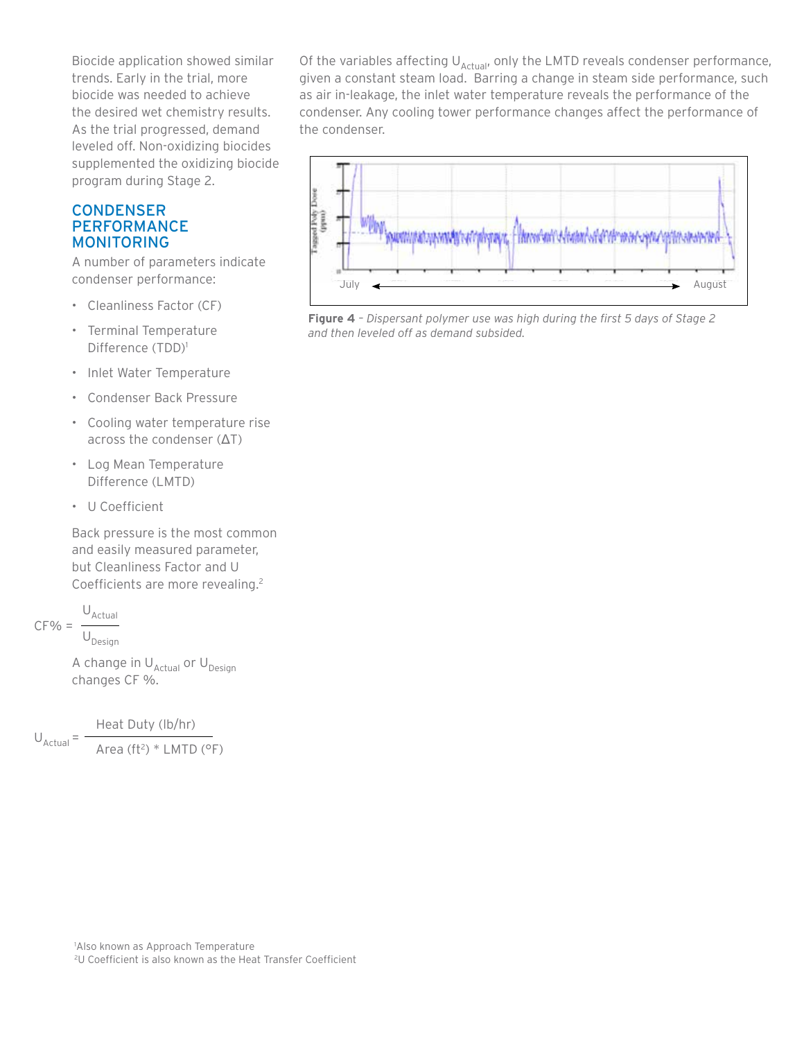Biocide application showed similar trends. Early in the trial, more biocide was needed to achieve the desired wet chemistry results. As the trial progressed, demand leveled off. Non-oxidizing biocides supplemented the oxidizing biocide program during Stage 2.

## CONDENSER PERFORMANCE MONITORING

A number of parameters indicate condenser performance:

- Cleanliness Factor (CF)
- Terminal Temperature Difference (TDD)[1]
- Inlet Water Temperature
- Condenser Back Pressure
- Cooling water temperature rise across the condenser ($\Delta T$)
- Log Mean Temperature Difference (LMTD)
- U Coefficient

Back pressure is the most common and easily measured parameter, but Cleanliness Factor and U Coefficients are more revealing.[2]

$$CF\% = \frac{U_{Actual}}{U_{Design}}$$

A change in $U_{Actual}$ or $U_{Design}$ changes CF %.

$$U_{Actual} = \frac{\text{Heat Duty (lb/hr)}}{\text{Area (ft}^2\text{) * LMTD (°F)}}$$

Of the variables affecting $U_{Actual}$, only the LMTD reveals condenser performance, given a constant steam load. Barring a change in steam side performance, such as air in-leakage, the inlet water temperature reveals the performance of the condenser. Any cooling tower performance changes affect the performance of the condenser.

**Figure 4** – *Dispersant polymer use was high during the first 5 days of Stage 2 and then leveled off as demand subsided.*

[1]Also known as Approach Temperature
[2]U Coefficient is also known as the Heat Transfer Coefficient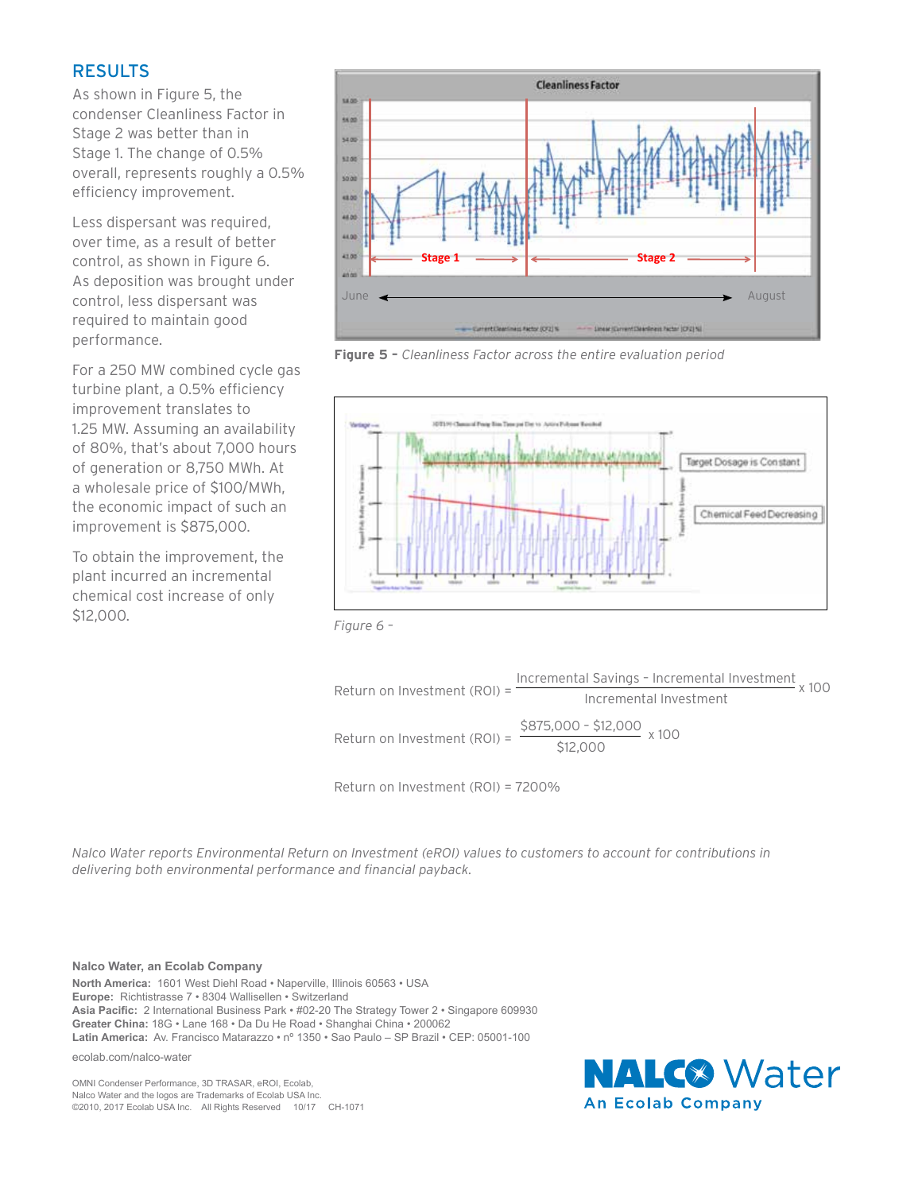## RESULTS

As shown in Figure 5, the condenser Cleanliness Factor in Stage 2 was better than in Stage 1. The change of 0.5% overall, represents roughly a 0.5% efficiency improvement.

Less dispersant was required, over time, as a result of better control, as shown in Figure 6. As deposition was brought under control, less dispersant was required to maintain good performance.

For a 250 MW combined cycle gas turbine plant, a 0.5% efficiency improvement translates to 1.25 MW. Assuming an availability of 80%, that's about 7,000 hours of generation or 8,750 MWh. At a wholesale price of $100/MWh, the economic impact of such an improvement is $875,000.

To obtain the improvement, the plant incurred an incremental chemical cost increase of only $12,000.

Cleanliness Factor

Stage 1

Stage 2

June

August

**Figure 5 -** *Cleanliness Factor across the entire evaluation period*

Target Dosage is Constant

Chemical Feed Decreasing

*Figure 6 -*

$$\text{Return on Investment (ROI)} = \frac{\text{Incremental Savings} - \text{Incremental Investment}}{\text{Incremental Investment}} \times 100$$

$$\text{Return on Investment (ROI)} = \frac{\$875{,}000 - \$12{,}000}{\$12{,}000} \times 100$$

$$\text{Return on Investment (ROI)} = 7200\%$$

*Nalco Water reports Environmental Return on Investment (eROI) values to customers to account for contributions in delivering both environmental performance and financial payback.*

**Nalco Water, an Ecolab Company**

**North America:** 1601 West Diehl Road • Naperville, Illinois 60563 • USA
**Europe:** Richtistrasse 7 • 8304 Wallisellen • Switzerland
**Asia Pacific:** 2 International Business Park • #02-20 The Strategy Tower 2 • Singapore 609930
**Greater China:** 18G • Lane 168 • Da Du He Road • Shanghai China • 200062
**Latin America:** Av. Francisco Matarazzo • nº 1350 • Sao Paulo – SP Brazil • CEP: 05001-100

ecolab.com/nalco-water

OMNI Condenser Performance, 3D TRASAR, eROI, Ecolab, Nalco Water and the logos are Trademarks of Ecolab USA Inc.
©2010, 2017 Ecolab USA Inc. All Rights Reserved 10/17 CH-1071

NALCO Water
An Ecolab Company